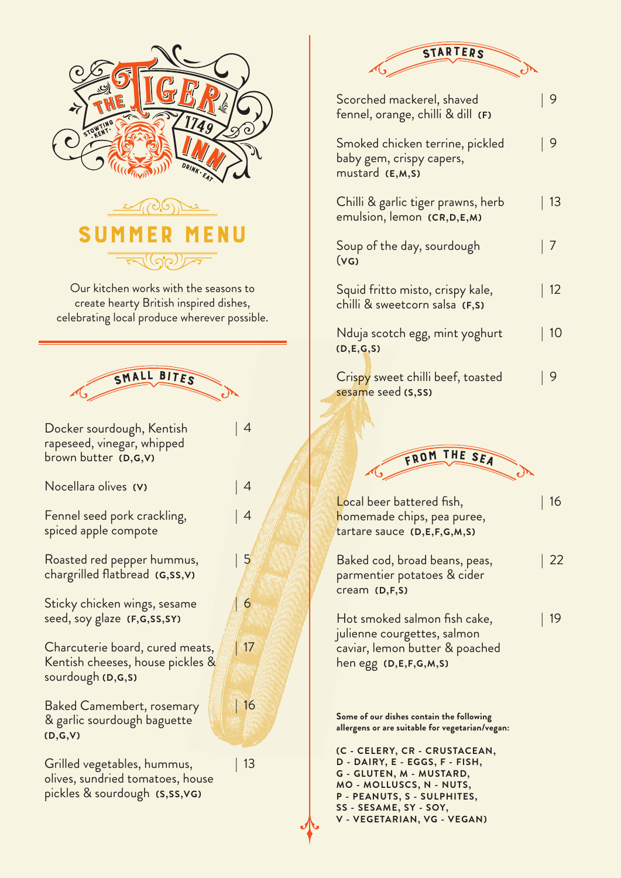# The Tiger Inn

Stowting · Kent · 1749

Drink · Eat

## SUMMER MENU

Our kitchen works with the seasons to create hearty British inspired dishes, celebrating local produce wherever possible.

### SMALL BITES

Docker sourdough, Kentish rapeseed, vinegar, whipped brown butter **(D,G,V)** | 4

Nocellara olives **(V)** | 4

Fennel seed pork crackling, spiced apple compote | 4

Roasted red pepper hummus, chargrilled flatbread **(G,SS,V)** | 5

Sticky chicken wings, sesame seed, soy glaze **(F,G,SS,SY)** | 6

Charcuterie board, cured meats, Kentish cheeses, house pickles & sourdough **(D,G,S)** | 17

Baked Camembert, rosemary & garlic sourdough baguette **(D,G,V)** | 16

Grilled vegetables, hummus, olives, sundried tomatoes, house pickles & sourdough **(S,SS,VG)** | 13

### STARTERS

Scorched mackerel, shaved fennel, orange, chilli & dill **(F)** | 9

Smoked chicken terrine, pickled baby gem, crispy capers, mustard **(E,M,S)** | 9

Chilli & garlic tiger prawns, herb emulsion, lemon **(CR,D,E,M)** | 13

Soup of the day, sourdough **(VG)** | 7

Squid fritto misto, crispy kale, chilli & sweetcorn salsa **(F,S)** | 12

Nduja scotch egg, mint yoghurt **(D,E,G,S)** | 10

Crispy sweet chilli beef, toasted sesame seed **(S,SS)** | 9

### FROM THE SEA

Local beer battered fish, homemade chips, pea puree, tartare sauce **(D,E,F,G,M,S)** | 16

Baked cod, broad beans, peas, parmentier potatoes & cider cream **(D,F,S)** | 22

Hot smoked salmon fish cake, julienne courgettes, salmon caviar, lemon butter & poached hen egg **(D,E,F,G,M,S)** | 19

**Some of our dishes contain the following allergens or are suitable for vegetarian/vegan:**

**(C - CELERY, CR - CRUSTACEAN, D - DAIRY, E - EGGS, F - FISH, G - GLUTEN, M - MUSTARD, MO - MOLLUSCS, N - NUTS, P - PEANUTS, S - SULPHITES, SS - SESAME, SY - SOY, V - VEGETARIAN, VG - VEGAN)**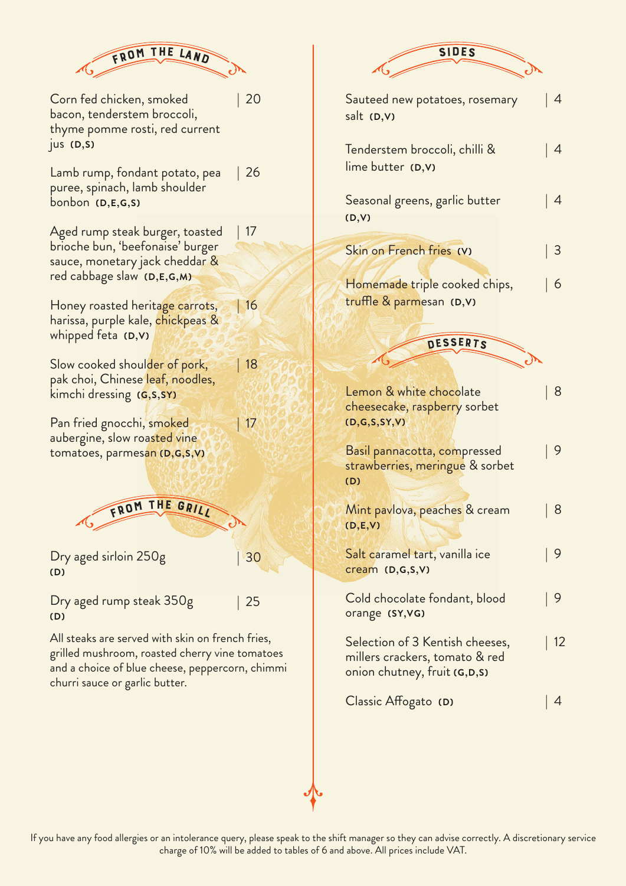## FROM THE LAND

Corn fed chicken, smoked bacon, tenderstem broccoli, thyme pomme rosti, red current jus **(D,S)** | 20

Lamb rump, fondant potato, pea puree, spinach, lamb shoulder bonbon **(D,E,G,S)** | 26

Aged rump steak burger, toasted brioche bun, 'beefonaise' burger sauce, monetary jack cheddar & red cabbage slaw **(D,E,G,M)** | 17

Honey roasted heritage carrots, harissa, purple kale, chickpeas & whipped feta **(D,V)** | 16

Slow cooked shoulder of pork, pak choi, Chinese leaf, noodles, kimchi dressing **(G,S,SY)** | 18

Pan fried gnocchi, smoked aubergine, slow roasted vine tomatoes, parmesan **(D,G,S,V)** | 17

## FROM THE GRILL

Dry aged sirloin 250g **(D)** | 30

Dry aged rump steak 350g **(D)** | 25

All steaks are served with skin on french fries, grilled mushroom, roasted cherry vine tomatoes and a choice of blue cheese, peppercorn, chimmi churri sauce or garlic butter.

## SIDES

Sauteed new potatoes, rosemary salt **(D,V)** | 4

Tenderstem broccoli, chilli & lime butter **(D,V)** | 4

Seasonal greens, garlic butter **(D,V)** | 4

Skin on French fries **(V)** | 3

Homemade triple cooked chips, truffle & parmesan **(D,V)** | 6

## DESSERTS

Lemon & white chocolate cheesecake, raspberry sorbet **(D,G,S,SY,V)** | 8

Basil pannacotta, compressed strawberries, meringue & sorbet **(D)** | 9

Mint pavlova, peaches & cream **(D,E,V)** | 8

Salt caramel tart, vanilla ice cream **(D,G,S,V)** | 9

Cold chocolate fondant, blood orange **(SY,VG)** | 9

Selection of 3 Kentish cheeses, millers crackers, tomato & red onion chutney, fruit **(G,D,S)** | 12

Classic Affogato **(D)** | 4

If you have any food allergies or an intolerance query, please speak to the shift manager so they can advise correctly. A discretionary service charge of 10% will be added to tables of 6 and above. All prices include VAT.